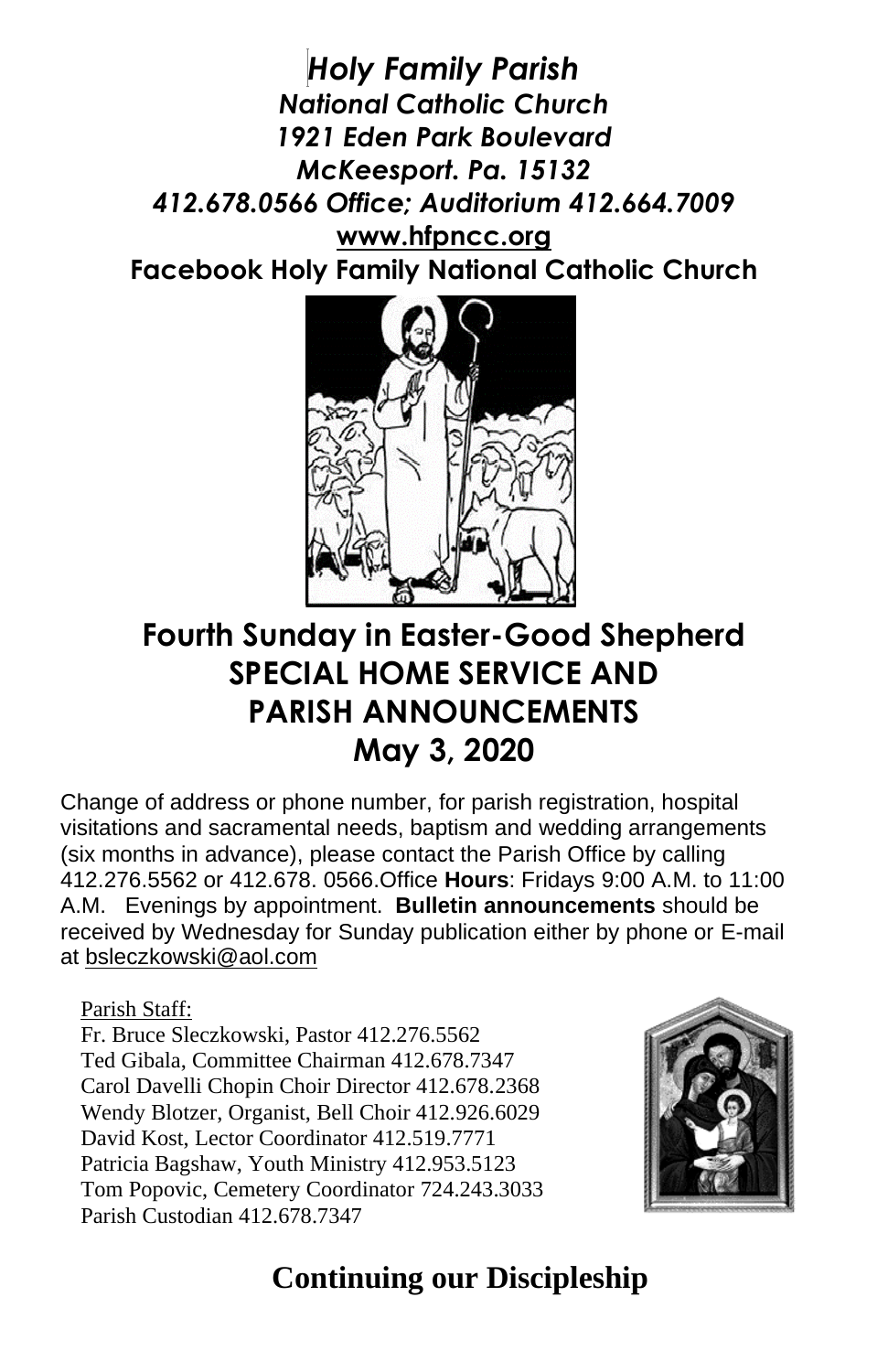***Holy Family Parish***
***National Catholic Church***
***1921 Eden Park Boulevard***
***McKeesport. Pa. 15132***
***412.678.0566 Office; Auditorium 412.664.7009***
**www.hfpncc.org**
**Facebook Holy Family National Catholic Church**

# Fourth Sunday in Easter-Good Shepherd
# SPECIAL HOME SERVICE AND PARISH ANNOUNCEMENTS
# May 3, 2020

Change of address or phone number, for parish registration, hospital visitations and sacramental needs, baptism and wedding arrangements (six months in advance), please contact the Parish Office by calling 412.276.5562 or 412.678. 0566.Office **Hours**: Fridays 9:00 A.M. to 11:00 A.M. Evenings by appointment. **Bulletin announcements** should be received by Wednesday for Sunday publication either by phone or E-mail at bsleczkowski@aol.com

Parish Staff:
Fr. Bruce Sleczkowski, Pastor 412.276.5562
Ted Gibala, Committee Chairman 412.678.7347
Carol Davelli Chopin Choir Director 412.678.2368
Wendy Blotzer, Organist, Bell Choir 412.926.6029
David Kost, Lector Coordinator 412.519.7771
Patricia Bagshaw, Youth Ministry 412.953.5123
Tom Popovic, Cemetery Coordinator 724.243.3033
Parish Custodian 412.678.7347

## Continuing our Discipleship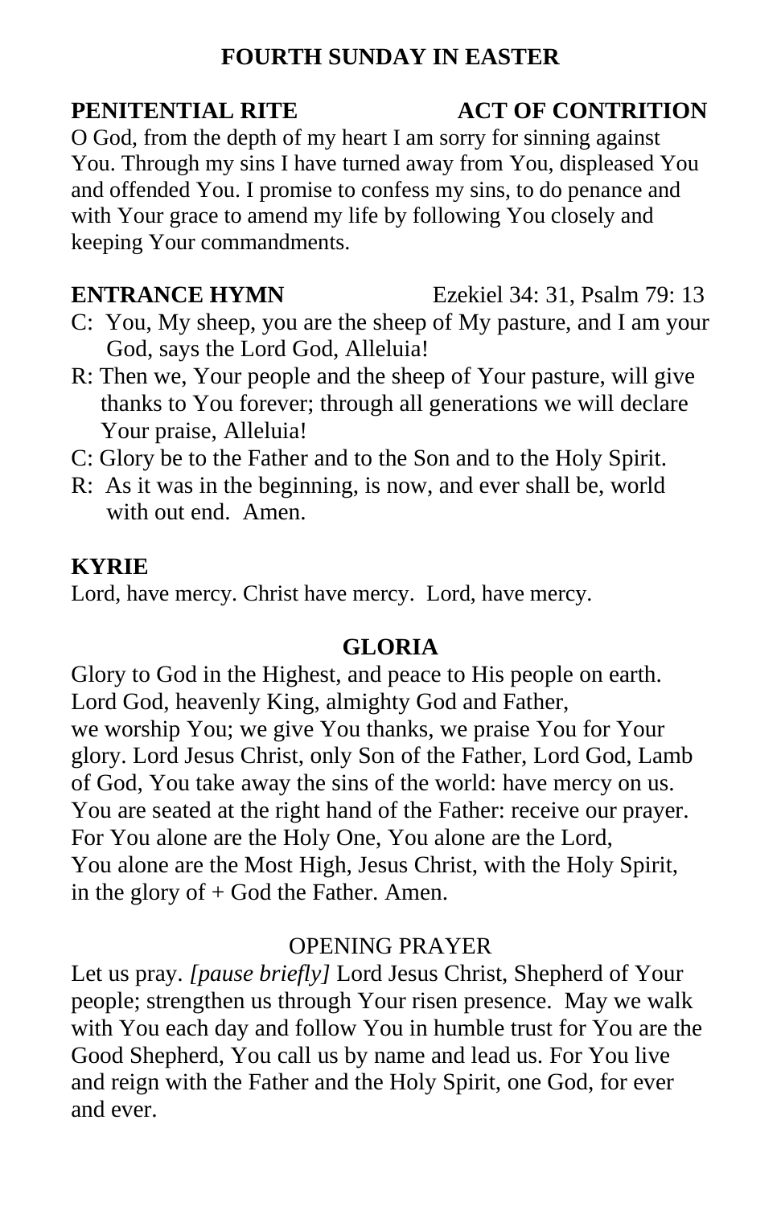## FOURTH SUNDAY IN EASTER

**PENITENTIAL RITE** **ACT OF CONTRITION**

O God, from the depth of my heart I am sorry for sinning against You. Through my sins I have turned away from You, displeased You and offended You. I promise to confess my sins, to do penance and with Your grace to amend my life by following You closely and keeping Your commandments.

**ENTRANCE HYMN** Ezekiel 34: 31, Psalm 79: 13

C: You, My sheep, you are the sheep of My pasture, and I am your God, says the Lord God, Alleluia!

R: Then we, Your people and the sheep of Your pasture, will give thanks to You forever; through all generations we will declare Your praise, Alleluia!

C: Glory be to the Father and to the Son and to the Holy Spirit.

R: As it was in the beginning, is now, and ever shall be, world with out end. Amen.

**KYRIE**

Lord, have mercy. Christ have mercy. Lord, have mercy.

**GLORIA**

Glory to God in the Highest, and peace to His people on earth. Lord God, heavenly King, almighty God and Father, we worship You; we give You thanks, we praise You for Your glory. Lord Jesus Christ, only Son of the Father, Lord God, Lamb of God, You take away the sins of the world: have mercy on us. You are seated at the right hand of the Father: receive our prayer. For You alone are the Holy One, You alone are the Lord, You alone are the Most High, Jesus Christ, with the Holy Spirit, in the glory of + God the Father. Amen.

OPENING PRAYER

Let us pray. *[pause briefly]* Lord Jesus Christ, Shepherd of Your people; strengthen us through Your risen presence. May we walk with You each day and follow You in humble trust for You are the Good Shepherd, You call us by name and lead us. For You live and reign with the Father and the Holy Spirit, one God, for ever and ever.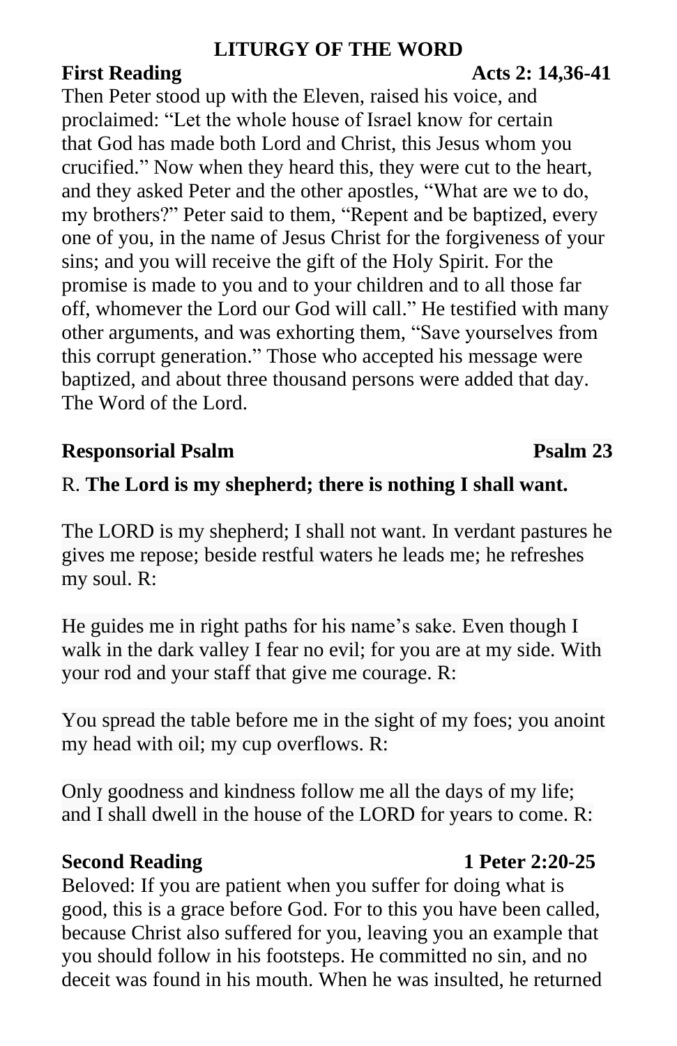## LITURGY OF THE WORD

**First Reading** **Acts 2: 14,36-41**

Then Peter stood up with the Eleven, raised his voice, and proclaimed: "Let the whole house of Israel know for certain that God has made both Lord and Christ, this Jesus whom you crucified." Now when they heard this, they were cut to the heart, and they asked Peter and the other apostles, "What are we to do, my brothers?" Peter said to them, "Repent and be baptized, every one of you, in the name of Jesus Christ for the forgiveness of your sins; and you will receive the gift of the Holy Spirit. For the promise is made to you and to your children and to all those far off, whomever the Lord our God will call." He testified with many other arguments, and was exhorting them, "Save yourselves from this corrupt generation." Those who accepted his message were baptized, and about three thousand persons were added that day. The Word of the Lord.

**Responsorial Psalm** **Psalm 23**

R. **The Lord is my shepherd; there is nothing I shall want.**

The LORD is my shepherd; I shall not want. In verdant pastures he gives me repose; beside restful waters he leads me; he refreshes my soul. R:

He guides me in right paths for his name's sake. Even though I walk in the dark valley I fear no evil; for you are at my side. With your rod and your staff that give me courage. R:

You spread the table before me in the sight of my foes; you anoint my head with oil; my cup overflows. R:

Only goodness and kindness follow me all the days of my life; and I shall dwell in the house of the LORD for years to come. R:

**Second Reading** **1 Peter 2:20-25**

Beloved: If you are patient when you suffer for doing what is good, this is a grace before God. For to this you have been called, because Christ also suffered for you, leaving you an example that you should follow in his footsteps. He committed no sin, and no deceit was found in his mouth. When he was insulted, he returned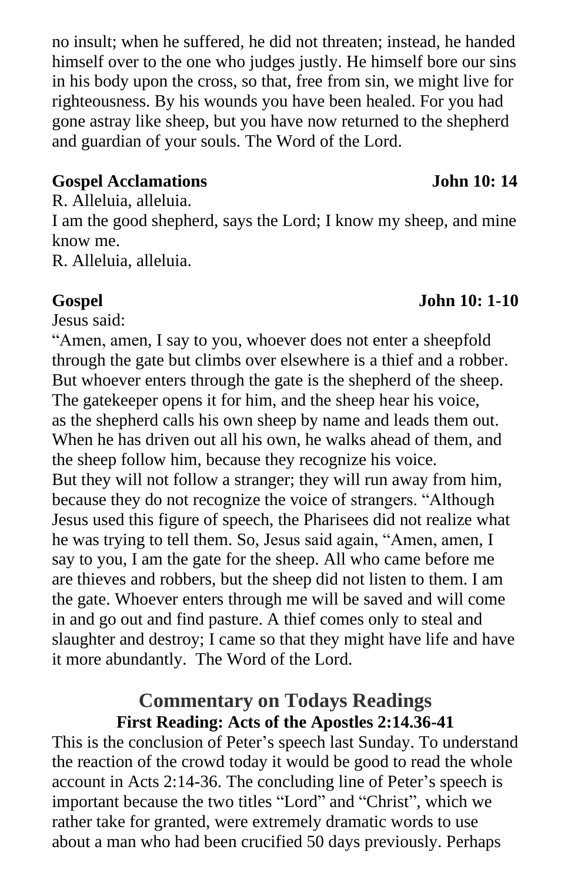no insult; when he suffered, he did not threaten; instead, he handed himself over to the one who judges justly. He himself bore our sins in his body upon the cross, so that, free from sin, we might live for righteousness. By his wounds you have been healed. For you had gone astray like sheep, but you have now returned to the shepherd and guardian of your souls. The Word of the Lord.

**Gospel Acclamations** **John 10: 14**

R. Alleluia, alleluia.
I am the good shepherd, says the Lord; I know my sheep, and mine know me.
R. Alleluia, alleluia.

**Gospel** **John 10: 1-10**

Jesus said:
"Amen, amen, I say to you, whoever does not enter a sheepfold through the gate but climbs over elsewhere is a thief and a robber. But whoever enters through the gate is the shepherd of the sheep. The gatekeeper opens it for him, and the sheep hear his voice, as the shepherd calls his own sheep by name and leads them out. When he has driven out all his own, he walks ahead of them, and the sheep follow him, because they recognize his voice.
But they will not follow a stranger; they will run away from him, because they do not recognize the voice of strangers. "Although Jesus used this figure of speech, the Pharisees did not realize what he was trying to tell them. So, Jesus said again, "Amen, amen, I say to you, I am the gate for the sheep. All who came before me are thieves and robbers, but the sheep did not listen to them. I am the gate. Whoever enters through me will be saved and will come in and go out and find pasture. A thief comes only to steal and slaughter and destroy; I came so that they might have life and have it more abundantly. The Word of the Lord.

## Commentary on Todays Readings

### First Reading: Acts of the Apostles 2:14.36-41

This is the conclusion of Peter's speech last Sunday. To understand the reaction of the crowd today it would be good to read the whole account in Acts 2:14-36. The concluding line of Peter's speech is important because the two titles "Lord" and "Christ", which we rather take for granted, were extremely dramatic words to use about a man who had been crucified 50 days previously. Perhaps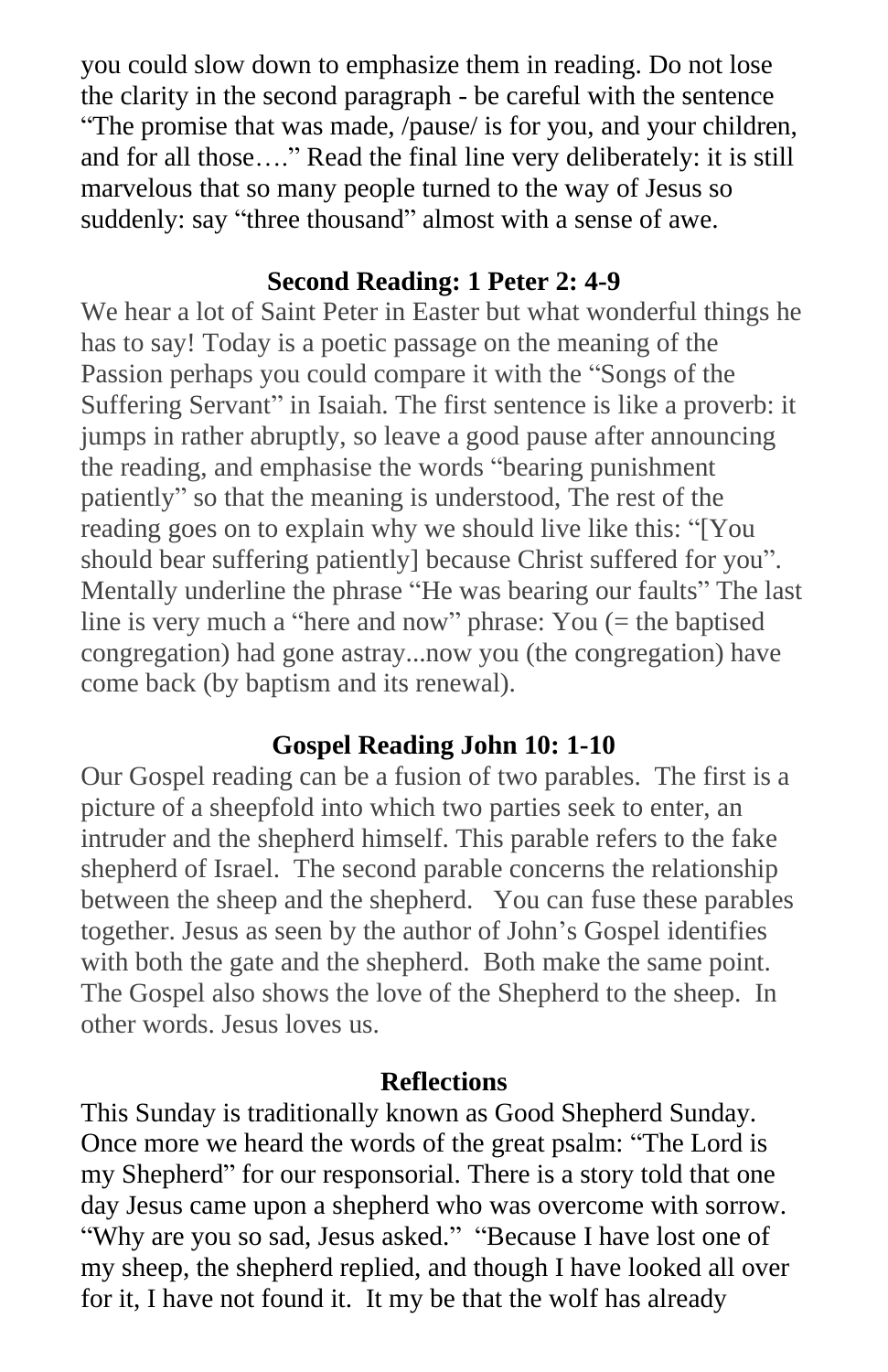you could slow down to emphasize them in reading. Do not lose the clarity in the second paragraph - be careful with the sentence "The promise that was made, /pause/ is for you, and your children, and for all those…." Read the final line very deliberately: it is still marvelous that so many people turned to the way of Jesus so suddenly: say "three thousand" almost with a sense of awe.

## Second Reading: 1 Peter 2: 4-9

We hear a lot of Saint Peter in Easter but what wonderful things he has to say! Today is a poetic passage on the meaning of the Passion perhaps you could compare it with the "Songs of the Suffering Servant" in Isaiah. The first sentence is like a proverb: it jumps in rather abruptly, so leave a good pause after announcing the reading, and emphasise the words "bearing punishment patiently" so that the meaning is understood, The rest of the reading goes on to explain why we should live like this: "[You should bear suffering patiently] because Christ suffered for you". Mentally underline the phrase "He was bearing our faults" The last line is very much a "here and now" phrase: You (= the baptised congregation) had gone astray...now you (the congregation) have come back (by baptism and its renewal).

## Gospel Reading John 10: 1-10

Our Gospel reading can be a fusion of two parables. The first is a picture of a sheepfold into which two parties seek to enter, an intruder and the shepherd himself. This parable refers to the fake shepherd of Israel. The second parable concerns the relationship between the sheep and the shepherd. You can fuse these parables together. Jesus as seen by the author of John's Gospel identifies with both the gate and the shepherd. Both make the same point. The Gospel also shows the love of the Shepherd to the sheep. In other words. Jesus loves us.

## Reflections

This Sunday is traditionally known as Good Shepherd Sunday. Once more we heard the words of the great psalm: "The Lord is my Shepherd" for our responsorial. There is a story told that one day Jesus came upon a shepherd who was overcome with sorrow. "Why are you so sad, Jesus asked." "Because I have lost one of my sheep, the shepherd replied, and though I have looked all over for it, I have not found it. It my be that the wolf has already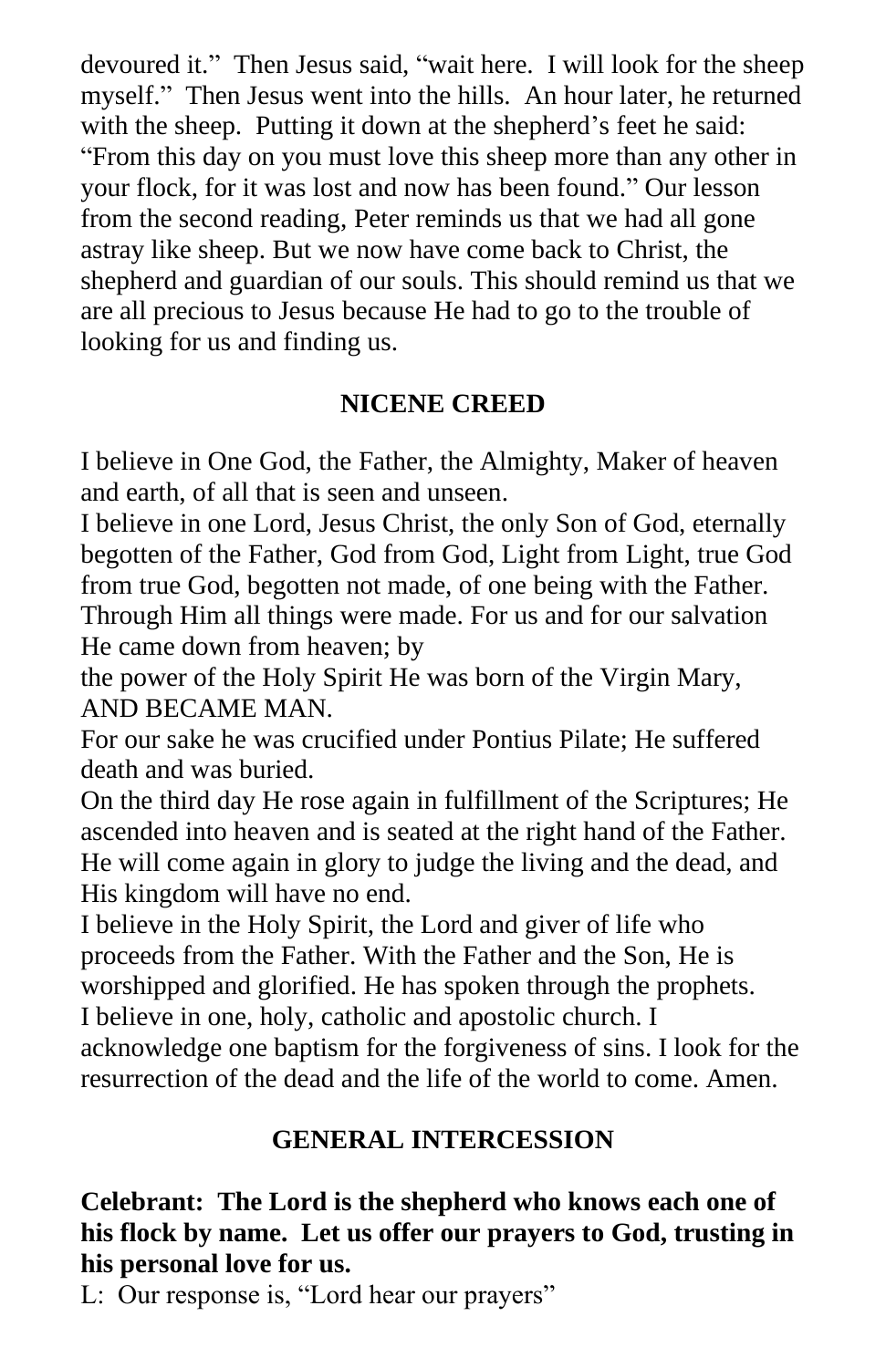devoured it." Then Jesus said, "wait here. I will look for the sheep myself." Then Jesus went into the hills. An hour later, he returned with the sheep. Putting it down at the shepherd's feet he said: "From this day on you must love this sheep more than any other in your flock, for it was lost and now has been found." Our lesson from the second reading, Peter reminds us that we had all gone astray like sheep. But we now have come back to Christ, the shepherd and guardian of our souls. This should remind us that we are all precious to Jesus because He had to go to the trouble of looking for us and finding us.

## NICENE CREED

I believe in One God, the Father, the Almighty, Maker of heaven and earth, of all that is seen and unseen.
I believe in one Lord, Jesus Christ, the only Son of God, eternally begotten of the Father, God from God, Light from Light, true God from true God, begotten not made, of one being with the Father. Through Him all things were made. For us and for our salvation He came down from heaven; by
the power of the Holy Spirit He was born of the Virgin Mary, AND BECAME MAN.
For our sake he was crucified under Pontius Pilate; He suffered death and was buried.
On the third day He rose again in fulfillment of the Scriptures; He ascended into heaven and is seated at the right hand of the Father. He will come again in glory to judge the living and the dead, and His kingdom will have no end.
I believe in the Holy Spirit, the Lord and giver of life who proceeds from the Father. With the Father and the Son, He is worshipped and glorified. He has spoken through the prophets.
I believe in one, holy, catholic and apostolic church. I acknowledge one baptism for the forgiveness of sins. I look for the resurrection of the dead and the life of the world to come. Amen.

## GENERAL INTERCESSION

**Celebrant: The Lord is the shepherd who knows each one of his flock by name. Let us offer our prayers to God, trusting in his personal love for us.**
L: Our response is, "Lord hear our prayers"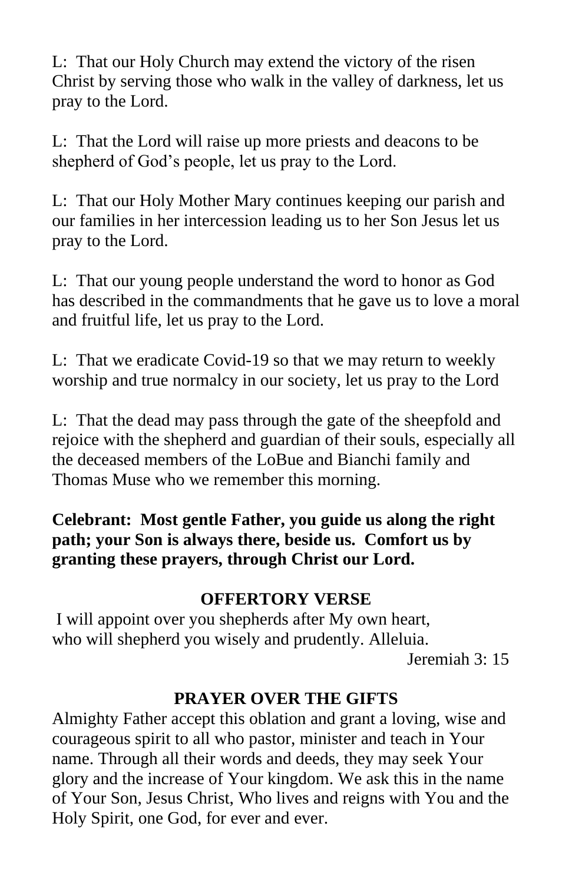L: That our Holy Church may extend the victory of the risen Christ by serving those who walk in the valley of darkness, let us pray to the Lord.

L: That the Lord will raise up more priests and deacons to be shepherd of God's people, let us pray to the Lord.

L: That our Holy Mother Mary continues keeping our parish and our families in her intercession leading us to her Son Jesus let us pray to the Lord.

L: That our young people understand the word to honor as God has described in the commandments that he gave us to love a moral and fruitful life, let us pray to the Lord.

L: That we eradicate Covid-19 so that we may return to weekly worship and true normalcy in our society, let us pray to the Lord

L: That the dead may pass through the gate of the sheepfold and rejoice with the shepherd and guardian of their souls, especially all the deceased members of the LoBue and Bianchi family and Thomas Muse who we remember this morning.

**Celebrant: Most gentle Father, you guide us along the right path; your Son is always there, beside us. Comfort us by granting these prayers, through Christ our Lord.**

## OFFERTORY VERSE

I will appoint over you shepherds after My own heart,
who will shepherd you wisely and prudently. Alleluia.

Jeremiah 3: 15

## PRAYER OVER THE GIFTS

Almighty Father accept this oblation and grant a loving, wise and courageous spirit to all who pastor, minister and teach in Your name. Through all their words and deeds, they may seek Your glory and the increase of Your kingdom. We ask this in the name of Your Son, Jesus Christ, Who lives and reigns with You and the Holy Spirit, one God, for ever and ever.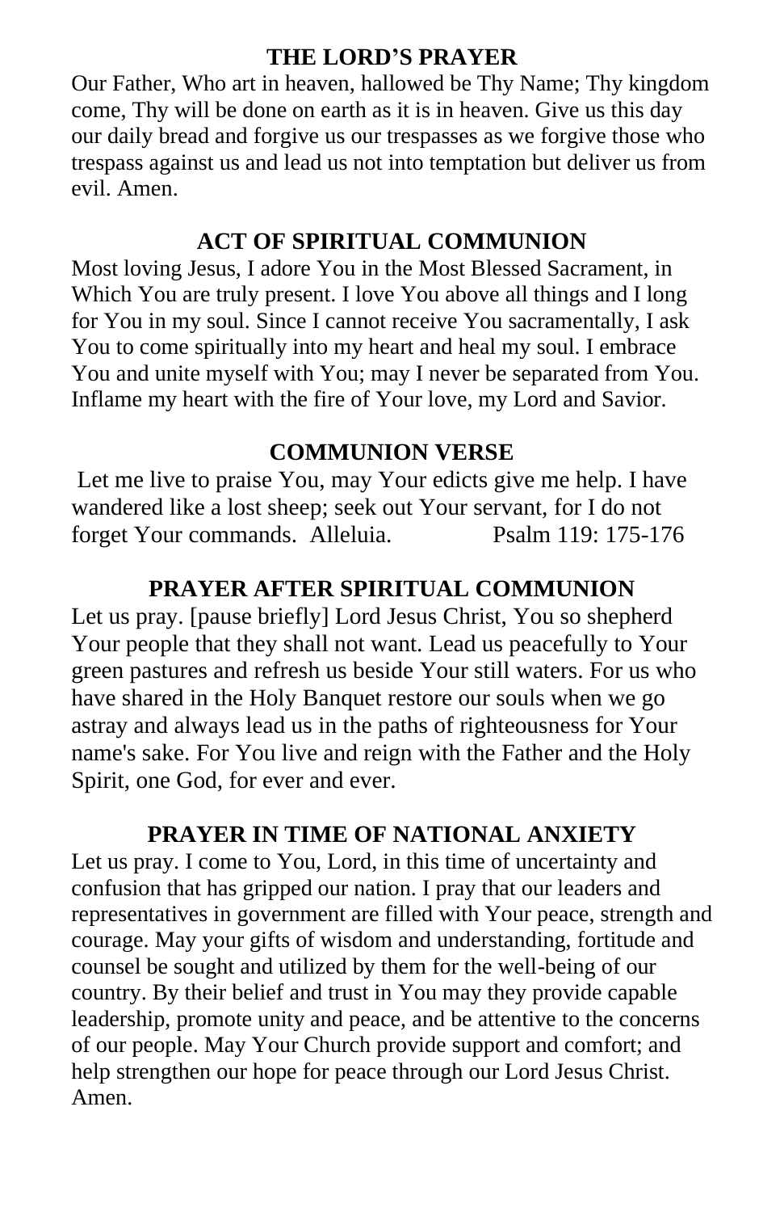## THE LORD'S PRAYER

Our Father, Who art in heaven, hallowed be Thy Name; Thy kingdom come, Thy will be done on earth as it is in heaven. Give us this day our daily bread and forgive us our trespasses as we forgive those who trespass against us and lead us not into temptation but deliver us from evil. Amen.

## ACT OF SPIRITUAL COMMUNION

Most loving Jesus, I adore You in the Most Blessed Sacrament, in Which You are truly present. I love You above all things and I long for You in my soul. Since I cannot receive You sacramentally, I ask You to come spiritually into my heart and heal my soul. I embrace You and unite myself with You; may I never be separated from You. Inflame my heart with the fire of Your love, my Lord and Savior.

## COMMUNION VERSE

Let me live to praise You, may Your edicts give me help. I have wandered like a lost sheep; seek out Your servant, for I do not forget Your commands. Alleluia. Psalm 119: 175-176

## PRAYER AFTER SPIRITUAL COMMUNION

Let us pray. [pause briefly] Lord Jesus Christ, You so shepherd Your people that they shall not want. Lead us peacefully to Your green pastures and refresh us beside Your still waters. For us who have shared in the Holy Banquet restore our souls when we go astray and always lead us in the paths of righteousness for Your name's sake. For You live and reign with the Father and the Holy Spirit, one God, for ever and ever.

## PRAYER IN TIME OF NATIONAL ANXIETY

Let us pray. I come to You, Lord, in this time of uncertainty and confusion that has gripped our nation. I pray that our leaders and representatives in government are filled with Your peace, strength and courage. May your gifts of wisdom and understanding, fortitude and counsel be sought and utilized by them for the well-being of our country. By their belief and trust in You may they provide capable leadership, promote unity and peace, and be attentive to the concerns of our people. May Your Church provide support and comfort; and help strengthen our hope for peace through our Lord Jesus Christ. Amen.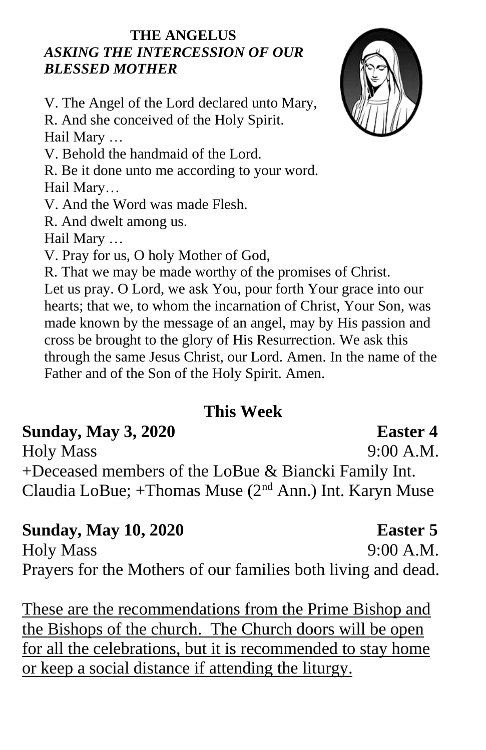**THE ANGELUS**

***ASKING THE INTERCESSION OF OUR BLESSED MOTHER***

V. The Angel of the Lord declared unto Mary,
R. And she conceived of the Holy Spirit.
Hail Mary …
V. Behold the handmaid of the Lord.
R. Be it done unto me according to your word.
Hail Mary…
V. And the Word was made Flesh.
R. And dwelt among us.
Hail Mary …
V. Pray for us, O holy Mother of God,
R. That we may be made worthy of the promises of Christ.
Let us pray. O Lord, we ask You, pour forth Your grace into our hearts; that we, to whom the incarnation of Christ, Your Son, was made known by the message of an angel, may by His passion and cross be brought to the glory of His Resurrection. We ask this through the same Jesus Christ, our Lord. Amen. In the name of the Father and of the Son of the Holy Spirit. Amen.

## This Week

**Sunday, May 3, 2020 — Easter 4**

Holy Mass — 9:00 A.M.

+Deceased members of the LoBue & Biancki Family Int. Claudia LoBue; +Thomas Muse (2nd Ann.) Int. Karyn Muse

**Sunday, May 10, 2020 — Easter 5**

Holy Mass — 9:00 A.M.

Prayers for the Mothers of our families both living and dead.

<u>These are the recommendations from the Prime Bishop and the Bishops of the church. The Church doors will be open for all the celebrations, but it is recommended to stay home or keep a social distance if attending the liturgy.</u>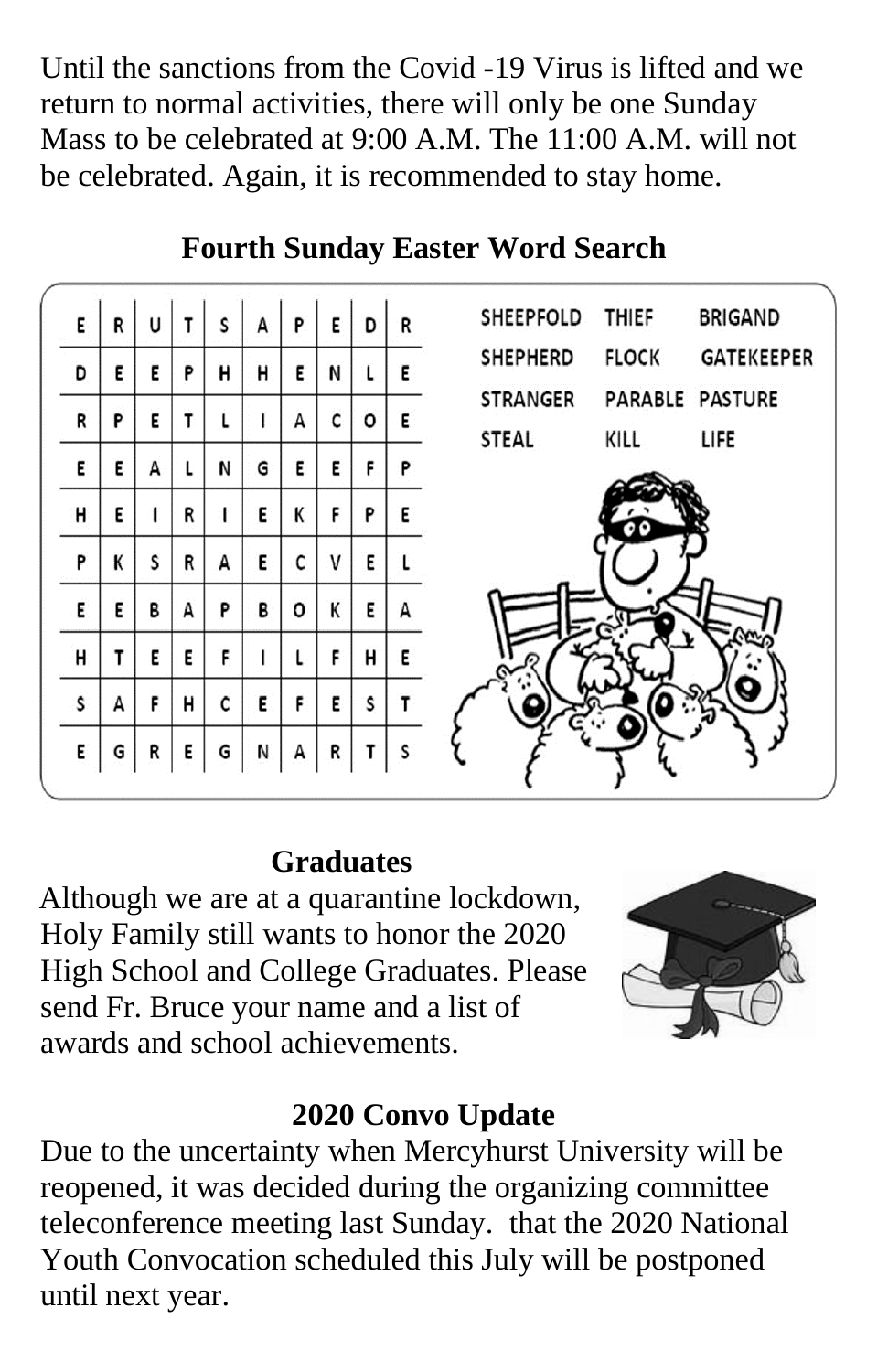Until the sanctions from the Covid -19 Virus is lifted and we return to normal activities, there will only be one Sunday Mass to be celebrated at 9:00 A.M. The 11:00 A.M. will not be celebrated. Again, it is recommended to stay home.

## Fourth Sunday Easter Word Search

| | | | | | | | | | |
|---|---|---|---|---|---|---|---|---|---|
| E | R | U | T | S | A | P | E | D | R |
| D | E | E | P | H | H | E | N | L | E |
| R | P | E | T | L | I | A | C | O | E |
| E | E | A | L | N | G | E | E | F | P |
| H | E | I | R | I | E | K | F | P | E |
| P | K | S | R | A | E | C | V | E | L |
| E | E | B | A | P | B | O | K | E | A |
| H | T | E | E | F | I | L | F | H | E |
| S | A | F | H | C | E | F | E | S | T |
| E | G | R | E | G | N | A | R | T | S |

SHEEPFOLD THIEF BRIGAND
SHEPHERD FLOCK GATEKEEPER
STRANGER PARABLE PASTURE
STEAL KILL LIFE

## Graduates

Although we are at a quarantine lockdown, Holy Family still wants to honor the 2020 High School and College Graduates. Please send Fr. Bruce your name and a list of awards and school achievements.

## 2020 Convo Update

Due to the uncertainty when Mercyhurst University will be reopened, it was decided during the organizing committee teleconference meeting last Sunday. that the 2020 National Youth Convocation scheduled this July will be postponed until next year.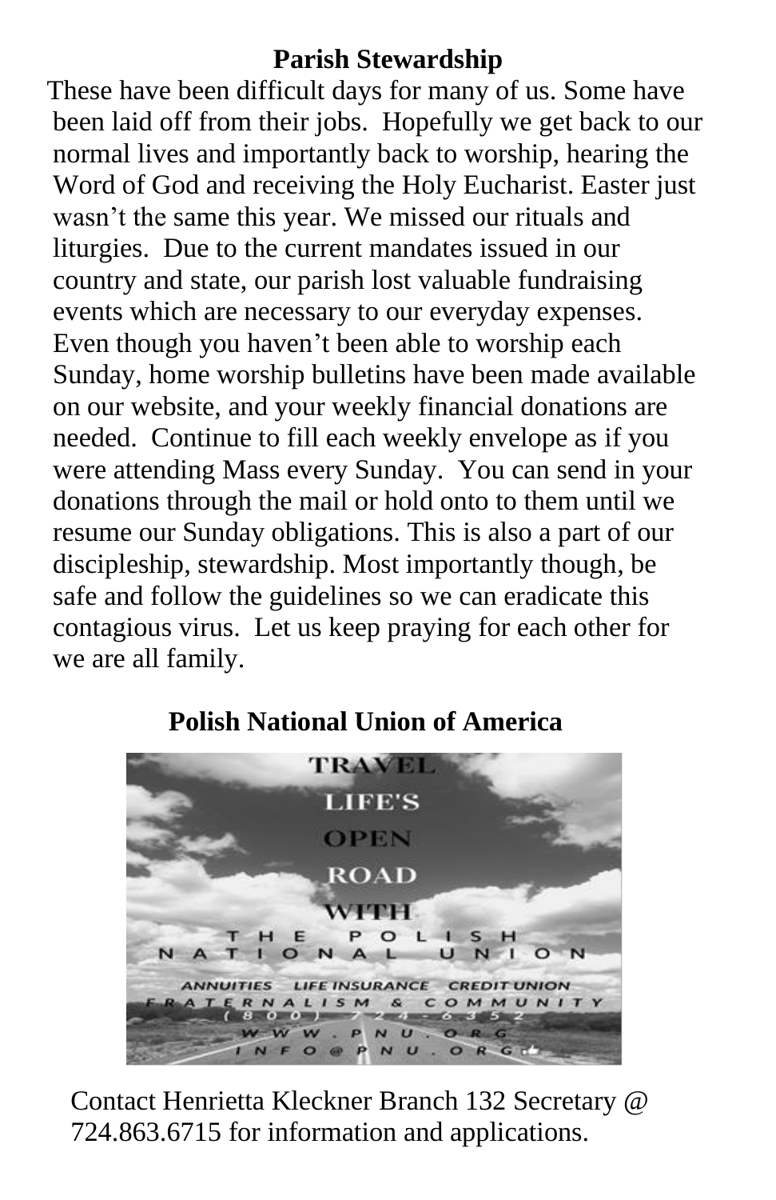## Parish Stewardship

These have been difficult days for many of us. Some have been laid off from their jobs. Hopefully we get back to our normal lives and importantly back to worship, hearing the Word of God and receiving the Holy Eucharist. Easter just wasn't the same this year. We missed our rituals and liturgies. Due to the current mandates issued in our country and state, our parish lost valuable fundraising events which are necessary to our everyday expenses. Even though you haven't been able to worship each Sunday, home worship bulletins have been made available on our website, and your weekly financial donations are needed. Continue to fill each weekly envelope as if you were attending Mass every Sunday. You can send in your donations through the mail or hold onto to them until we resume our Sunday obligations. This is also a part of our discipleship, stewardship. Most importantly though, be safe and follow the guidelines so we can eradicate this contagious virus. Let us keep praying for each other for we are all family.

## Polish National Union of America

TRAVEL LIFE'S OPEN ROAD WITH THE POLISH NATIONAL UNION

ANNUITIES LIFE INSURANCE CREDIT UNION

FRATERNALISM & COMMUNITY

(800) 724-6352

WWW.PNU.ORG

INFO@PNU.ORG

Contact Henrietta Kleckner Branch 132 Secretary @ 724.863.6715 for information and applications.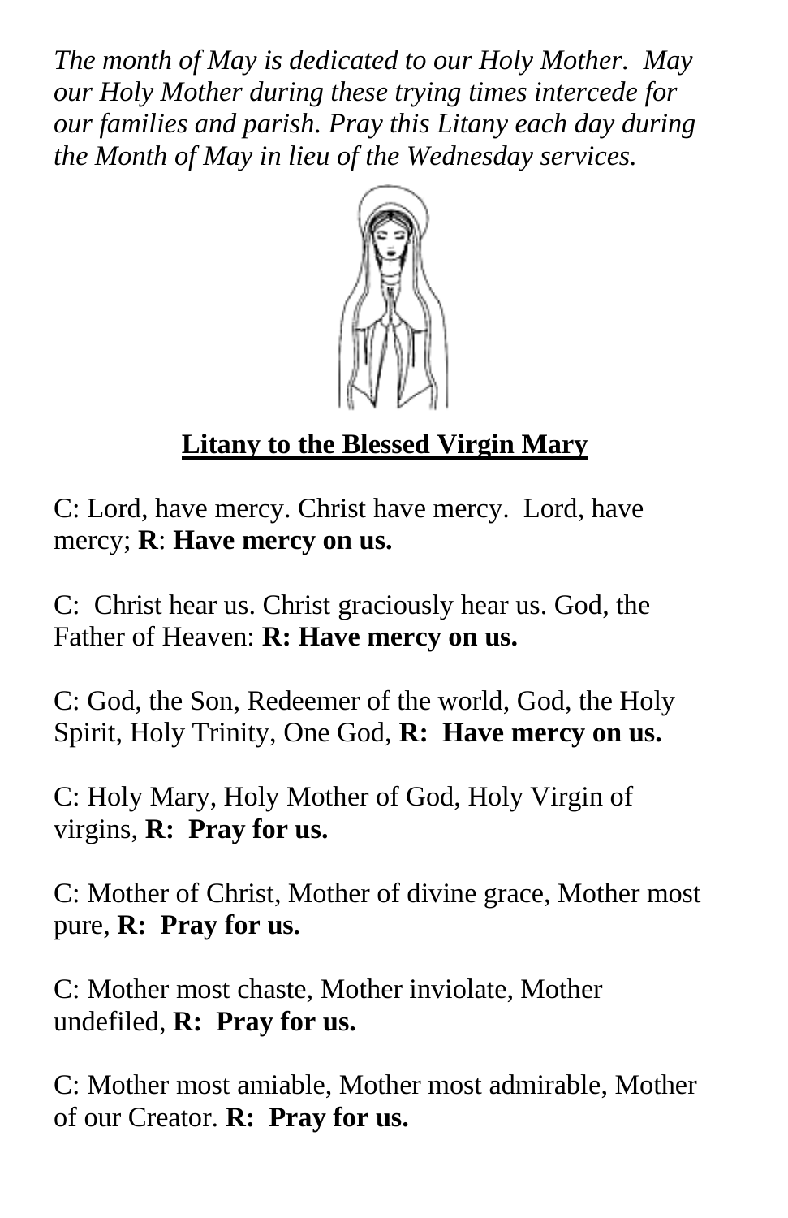*The month of May is dedicated to our Holy Mother. May our Holy Mother during these trying times intercede for our families and parish. Pray this Litany each day during the Month of May in lieu of the Wednesday services.*

## Litany to the Blessed Virgin Mary

C: Lord, have mercy. Christ have mercy. Lord, have mercy; **R**: **Have mercy on us.**

C: Christ hear us. Christ graciously hear us. God, the Father of Heaven: **R: Have mercy on us.**

C: God, the Son, Redeemer of the world, God, the Holy Spirit, Holy Trinity, One God, **R: Have mercy on us.**

C: Holy Mary, Holy Mother of God, Holy Virgin of virgins, **R: Pray for us.**

C: Mother of Christ, Mother of divine grace, Mother most pure, **R: Pray for us.**

C: Mother most chaste, Mother inviolate, Mother undefiled, **R: Pray for us.**

C: Mother most amiable, Mother most admirable, Mother of our Creator. **R: Pray for us.**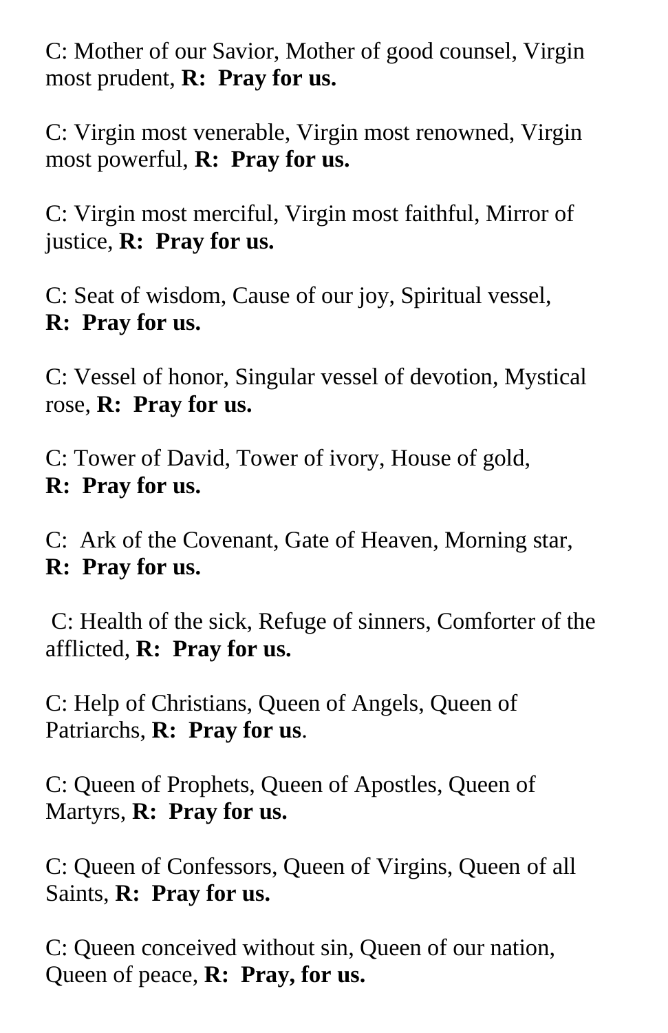C: Mother of our Savior, Mother of good counsel, Virgin most prudent, **R: Pray for us.**

C: Virgin most venerable, Virgin most renowned, Virgin most powerful, **R: Pray for us.**

C: Virgin most merciful, Virgin most faithful, Mirror of justice, **R: Pray for us.**

C: Seat of wisdom, Cause of our joy, Spiritual vessel, **R: Pray for us.**

C: Vessel of honor, Singular vessel of devotion, Mystical rose, **R: Pray for us.**

C: Tower of David, Tower of ivory, House of gold, **R: Pray for us.**

C: Ark of the Covenant, Gate of Heaven, Morning star, **R: Pray for us.**

C: Health of the sick, Refuge of sinners, Comforter of the afflicted, **R: Pray for us.**

C: Help of Christians, Queen of Angels, Queen of Patriarchs, **R: Pray for us**.

C: Queen of Prophets, Queen of Apostles, Queen of Martyrs, **R: Pray for us.**

C: Queen of Confessors, Queen of Virgins, Queen of all Saints, **R: Pray for us.**

C: Queen conceived without sin, Queen of our nation, Queen of peace, **R: Pray, for us.**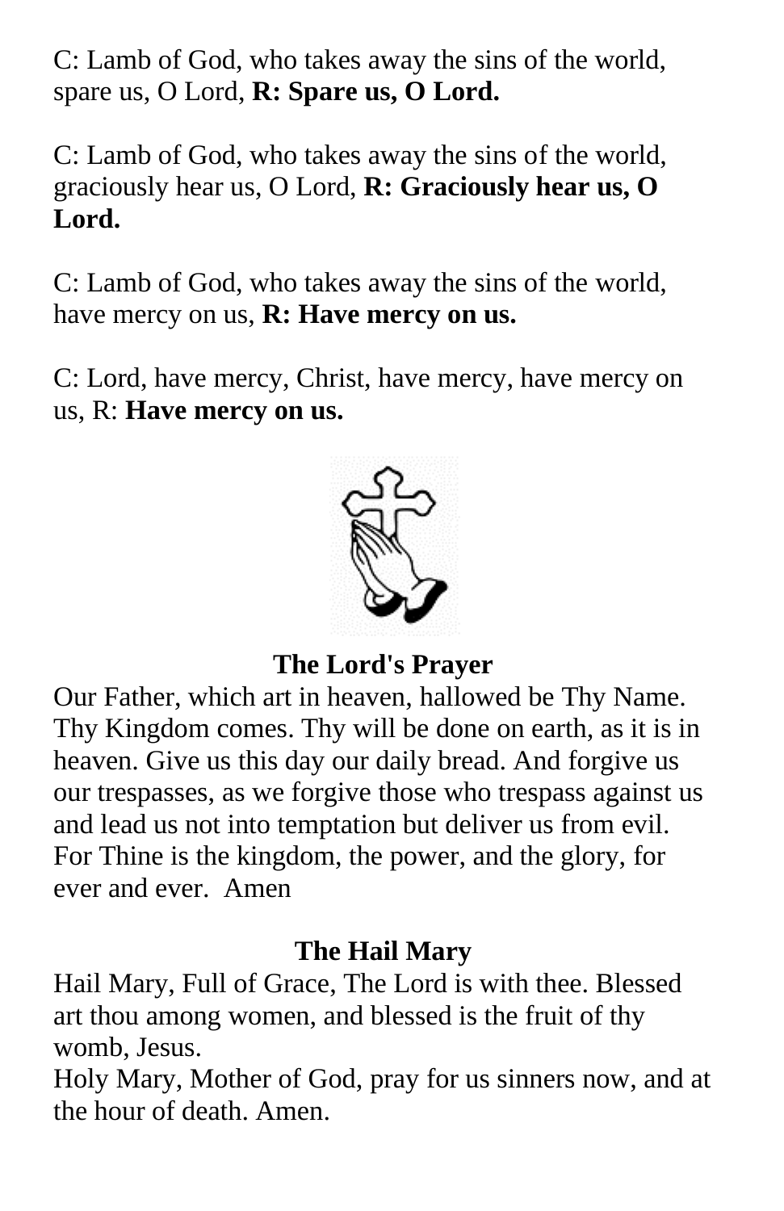C: Lamb of God, who takes away the sins of the world, spare us, O Lord, **R: Spare us, O Lord.**

C: Lamb of God, who takes away the sins of the world, graciously hear us, O Lord, **R: Graciously hear us, O Lord.**

C: Lamb of God, who takes away the sins of the world, have mercy on us, **R: Have mercy on us.**

C: Lord, have mercy, Christ, have mercy, have mercy on us, R: **Have mercy on us.**

**The Lord's Prayer**

Our Father, which art in heaven, hallowed be Thy Name. Thy Kingdom comes. Thy will be done on earth, as it is in heaven. Give us this day our daily bread. And forgive us our trespasses, as we forgive those who trespass against us and lead us not into temptation but deliver us from evil. For Thine is the kingdom, the power, and the glory, for ever and ever.  Amen

**The Hail Mary**

Hail Mary, Full of Grace, The Lord is with thee. Blessed art thou among women, and blessed is the fruit of thy womb, Jesus.
Holy Mary, Mother of God, pray for us sinners now, and at the hour of death. Amen.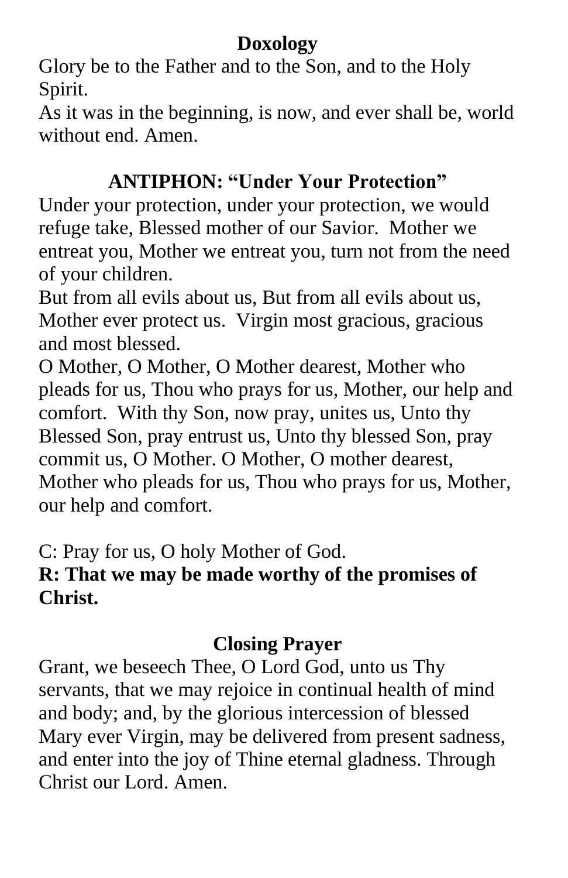## Doxology

Glory be to the Father and to the Son, and to the Holy Spirit.

As it was in the beginning, is now, and ever shall be, world without end. Amen.

## ANTIPHON: "Under Your Protection"

Under your protection, under your protection, we would refuge take, Blessed mother of our Savior. Mother we entreat you, Mother we entreat you, turn not from the need of your children.

But from all evils about us, But from all evils about us, Mother ever protect us. Virgin most gracious, gracious and most blessed.

O Mother, O Mother, O Mother dearest, Mother who pleads for us, Thou who prays for us, Mother, our help and comfort. With thy Son, now pray, unites us, Unto thy Blessed Son, pray entrust us, Unto thy blessed Son, pray commit us, O Mother. O Mother, O mother dearest, Mother who pleads for us, Thou who prays for us, Mother, our help and comfort.

C: Pray for us, O holy Mother of God.

**R: That we may be made worthy of the promises of Christ.**

## Closing Prayer

Grant, we beseech Thee, O Lord God, unto us Thy servants, that we may rejoice in continual health of mind and body; and, by the glorious intercession of blessed Mary ever Virgin, may be delivered from present sadness, and enter into the joy of Thine eternal gladness. Through Christ our Lord. Amen.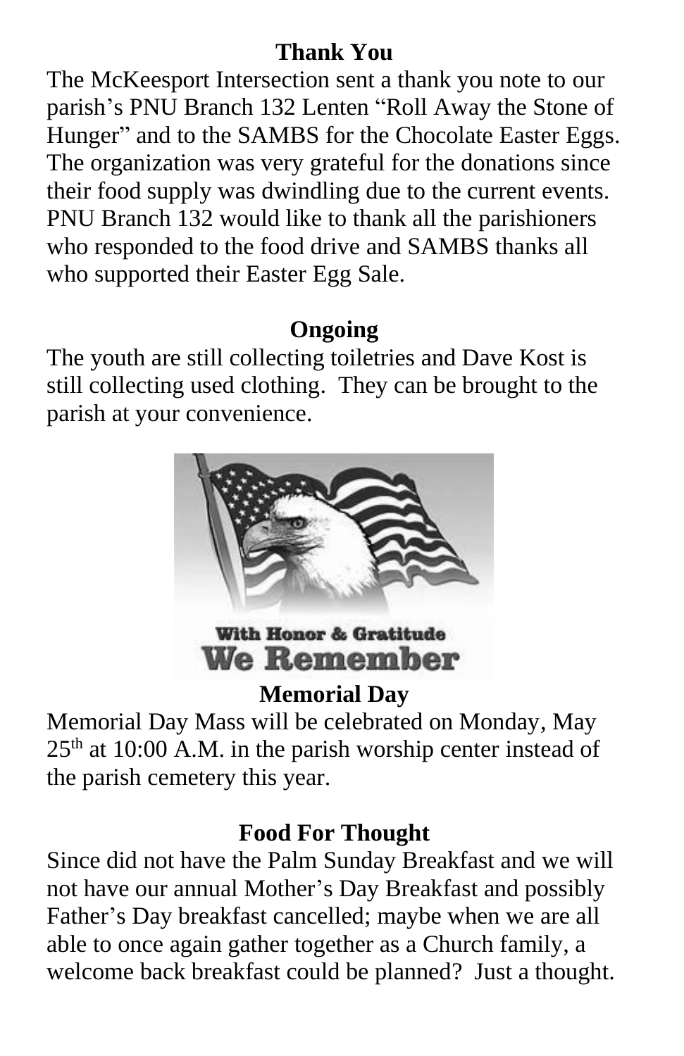## Thank You

The McKeesport Intersection sent a thank you note to our parish's PNU Branch 132 Lenten "Roll Away the Stone of Hunger" and to the SAMBS for the Chocolate Easter Eggs. The organization was very grateful for the donations since their food supply was dwindling due to the current events. PNU Branch 132 would like to thank all the parishioners who responded to the food drive and SAMBS thanks all who supported their Easter Egg Sale.

## Ongoing

The youth are still collecting toiletries and Dave Kost is still collecting used clothing. They can be brought to the parish at your convenience.

With Honor & Gratitude

We Remember

## Memorial Day

Memorial Day Mass will be celebrated on Monday, May 25th at 10:00 A.M. in the parish worship center instead of the parish cemetery this year.

## Food For Thought

Since did not have the Palm Sunday Breakfast and we will not have our annual Mother's Day Breakfast and possibly Father's Day breakfast cancelled; maybe when we are all able to once again gather together as a Church family, a welcome back breakfast could be planned? Just a thought.